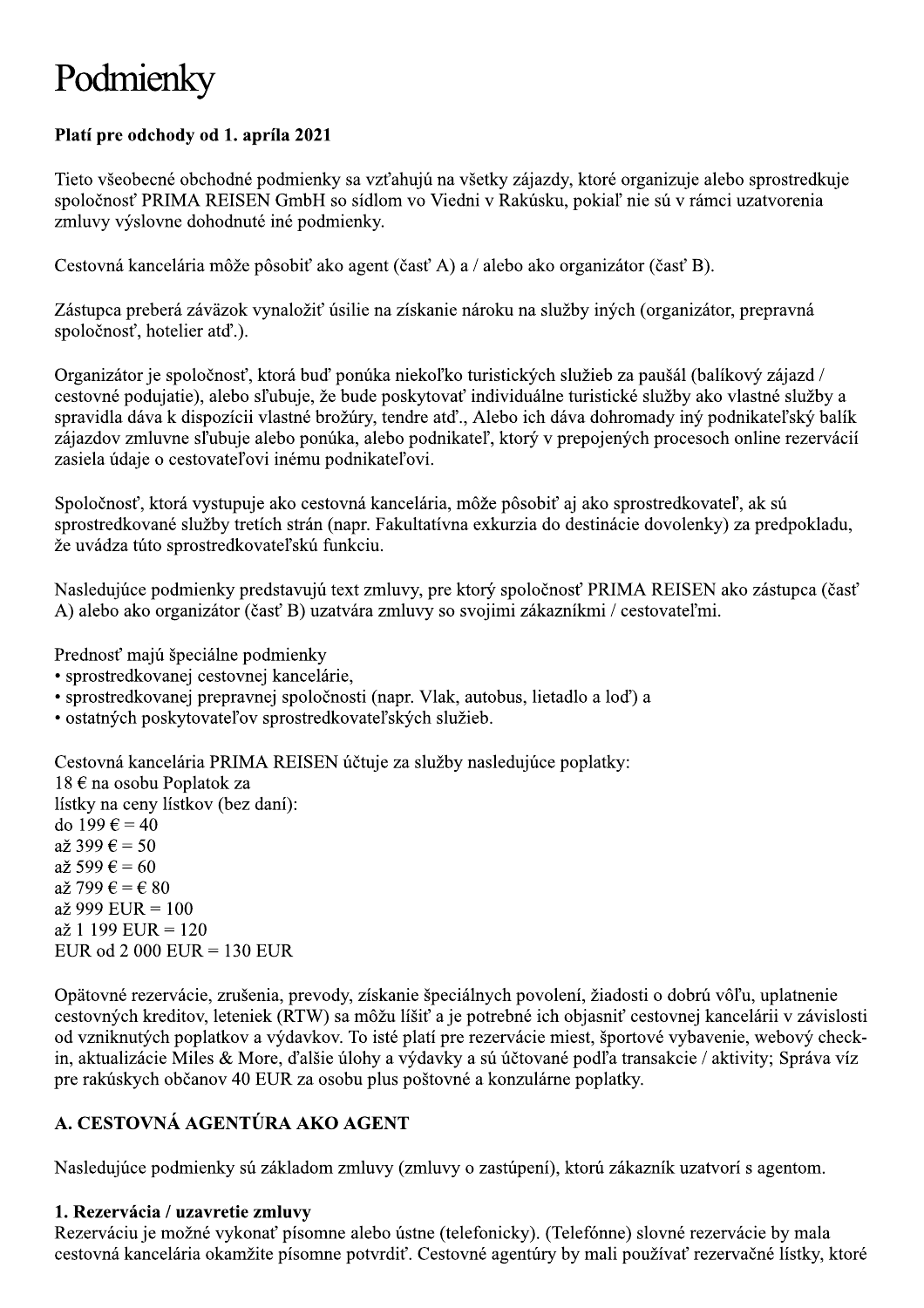# Podmienky

**Platí pre odchody od 1. apríla 2021**

Tieto všeobecné obchodné podmienky sa vzťahujú na všetky zájazdy, ktoré organizuje alebo sprostredkuje spoločnosť PRIMA REISEN GmbH so sídlom vo Viedni v Rakúsku, pokiaľ nie sú v rámci uzatvorenia zmluvy výslovne dohodnuté iné podmienky.

Cestovná kancelária môže pôsobiť ako agent (časť A) a / alebo ako organizátor (časť B).

Zástupca preberá záväzok vynaložiť úsilie na získanie nároku na služby iných (organizátor, prepravná spoločnosť, hotelier atď.).

Organizátor je spoločnosť, ktorá buď ponúka niekoľko turistických služieb za paušál (balíkový zájazd / cestovné podujatie), alebo sľubuje, že bude poskytovať individuálne turistické služby ako vlastné služby a spravidla dáva k dispozícii vlastné brožúry, tendre atď., Alebo ich dáva dohromady iný podnikateľský balík zájazdov zmluvne sľubuje alebo ponúka, alebo podnikateľ, ktorý v prepojených procesoch online rezervácií zasiela údaje o cestovateľovi inému podnikateľovi.

Spoločnosť, ktorá vystupuje ako cestovná kancelária, môže pôsobiť aj ako sprostredkovateľ, ak sú sprostredkované služby tretích strán (napr. Fakultatívna exkurzia do destinácie dovolenky) za predpokladu, že uvádza túto sprostredkovateľskú funkciu.

Nasledujúce podmienky predstavujú text zmluvy, pre ktorý spoločnosť PRIMA REISEN ako zástupca (časť A) alebo ako organizátor (časť B) uzatvára zmluvy so svojimi zákazníkmi / cestovateľmi.

Prednosť majú špeciálne podmienky
- sprostredkovanej cestovnej kancelárie,
- sprostredkovanej prepravnej spoločnosti (napr. Vlak, autobus, lietadlo a loď) a
- ostatných poskytovateľov sprostredkovateľských služieb.

Cestovná kancelária PRIMA REISEN účtuje za služby nasledujúce poplatky:
18 € na osobu Poplatok za
lístky na ceny lístkov (bez daní):
do 199 € = 40
až 399 € = 50
až 599 € = 60
až 799 € = € 80
až 999 EUR = 100
až 1 199 EUR = 120
EUR od 2 000 EUR = 130 EUR

Opätovné rezervácie, zrušenia, prevody, získanie špeciálnych povolení, žiadosti o dobrú vôľu, uplatnenie cestovných kreditov, leteniek (RTW) sa môžu líšiť a je potrebné ich objasniť cestovnej kancelárii v závislosti od vzniknutých poplatkov a výdavkov. To isté platí pre rezervácie miest, športové vybavenie, webový check-in, aktualizácie Miles & More, ďalšie úlohy a výdavky a sú účtované podľa transakcie / aktivity; Správa víz pre rakúskych občanov 40 EUR za osobu plus poštovné a konzulárne poplatky.

## A. CESTOVNÁ AGENTÚRA AKO AGENT

Nasledujúce podmienky sú základom zmluvy (zmluvy o zastúpení), ktorú zákazník uzatvorí s agentom.

### 1. Rezervácia / uzavretie zmluvy

Rezerváciu je možné vykonať písomne alebo ústne (telefonicky). (Telefónne) slovné rezervácie by mala cestovná kancelária okamžite písomne potvrdiť. Cestovné agentúry by mali používať rezervačné lístky, ktoré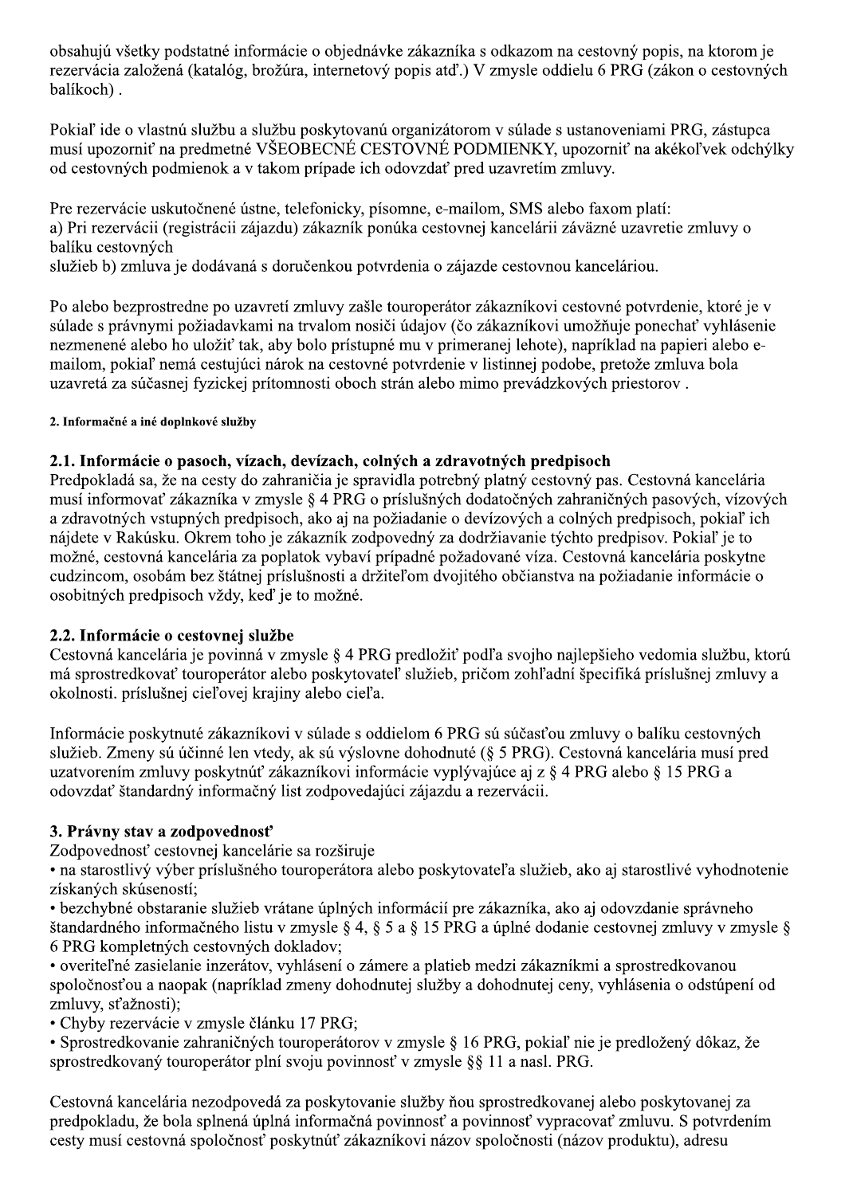obsahujú všetky podstatné informácie o objednávke zákazníka s odkazom na cestovný popis, na ktorom je rezervácia založená (katalóg, brožúra, internetový popis atď.) V zmysle oddielu 6 PRG (zákon o cestovných balíkoch) .

Pokiaľ ide o vlastnú službu a službu poskytovanú organizátorom v súlade s ustanoveniami PRG, zástupca musí upozorniť na predmetné VŠEOBECNÉ CESTOVNÉ PODMIENKY, upozorniť na akékoľvek odchýlky od cestovných podmienok a v takom prípade ich odovzdať pred uzavretím zmluvy.

Pre rezervácie uskutočnené ústne, telefonicky, písomne, e-mailom, SMS alebo faxom platí:
a) Pri rezervácii (registrácii zájazdu) zákazník ponúka cestovnej kancelárii záväzné uzavretie zmluvy o balíku cestovných
služieb b) zmluva je dodávaná s doručenkou potvrdenia o zájazde cestovnou kanceláriou.

Po alebo bezprostredne po uzavretí zmluvy zašle touroperátor zákazníkovi cestovné potvrdenie, ktoré je v súlade s právnymi požiadavkami na trvalom nosiči údajov (čo zákazníkovi umožňuje ponechať vyhlásenie nezmenené alebo ho uložiť tak, aby bolo prístupné mu v primeranej lehote), napríklad na papieri alebo e-mailom, pokiaľ nemá cestujúci nárok na cestovné potvrdenie v listinnej podobe, pretože zmluva bola uzavretá za súčasnej fyzickej prítomnosti oboch strán alebo mimo prevádzkových priestorov .

###### 2. Informačné a iné doplnkové služby

### 2.1. Informácie o pasoch, vízach, devízach, colných a zdravotných predpisoch

Predpokladá sa, že na cesty do zahraničia je spravidla potrebný platný cestovný pas. Cestovná kancelária musí informovať zákazníka v zmysle § 4 PRG o príslušných dodatočných zahraničných pasových, vízových a zdravotných vstupných predpisoch, ako aj na požiadanie o devízových a colných predpisoch, pokiaľ ich nájdete v Rakúsku. Okrem toho je zákazník zodpovedný za dodržiavanie týchto predpisov. Pokiaľ je to možné, cestovná kancelária za poplatok vybaví prípadné požadované víza. Cestovná kancelária poskytne cudzincom, osobám bez štátnej príslušnosti a držiteľom dvojitého občianstva na požiadanie informácie o osobitných predpisoch vždy, keď je to možné.

### 2.2. Informácie o cestovnej službe

Cestovná kancelária je povinná v zmysle § 4 PRG predložiť podľa svojho najlepšieho vedomia službu, ktorú má sprostredkovať touroperátor alebo poskytovateľ služieb, pričom zohľadní špecifiká príslušnej zmluvy a okolnosti. príslušnej cieľovej krajiny alebo cieľa.

Informácie poskytnuté zákazníkovi v súlade s oddielom 6 PRG sú súčasťou zmluvy o balíku cestovných služieb. Zmeny sú účinné len vtedy, ak sú výslovne dohodnuté (§ 5 PRG). Cestovná kancelária musí pred uzatvorením zmluvy poskytnúť zákazníkovi informácie vyplývajúce aj z § 4 PRG alebo § 15 PRG a odovzdať štandardný informačný list zodpovedajúci zájazdu a rezervácii.

### 3. Právny stav a zodpovednosť

Zodpovednosť cestovnej kancelárie sa rozširuje

- na starostlivý výber príslušného touroperátora alebo poskytovateľa služieb, ako aj starostlivé vyhodnotenie získaných skúseností;
- bezchybné obstaranie služieb vrátane úplných informácií pre zákazníka, ako aj odovzdanie správneho štandardného informačného listu v zmysle § 4, § 5 a § 15 PRG a úplné dodanie cestovnej zmluvy v zmysle § 6 PRG kompletných cestovných dokladov;
- overiteľné zasielanie inzerátov, vyhlásení o zámere a platieb medzi zákazníkmi a sprostredkovanou spoločnosťou a naopak (napríklad zmeny dohodnutej služby a dohodnutej ceny, vyhlásenia o odstúpení od zmluvy, sťažnosti);
- Chyby rezervácie v zmysle článku 17 PRG;
- Sprostredkovanie zahraničných touroperátorov v zmysle § 16 PRG, pokiaľ nie je predložený dôkaz, že sprostredkovaný touroperátor plní svoju povinnosť v zmysle §§ 11 a nasl. PRG.

Cestovná kancelária nezodpovedá za poskytovanie služby ňou sprostredkovanej alebo poskytovanej za predpokladu, že bola splnená úplná informačná povinnosť a povinnosť vypracovať zmluvu. S potvrdením cesty musí cestovná spoločnosť poskytnúť zákazníkovi názov spoločnosti (názov produktu), adresu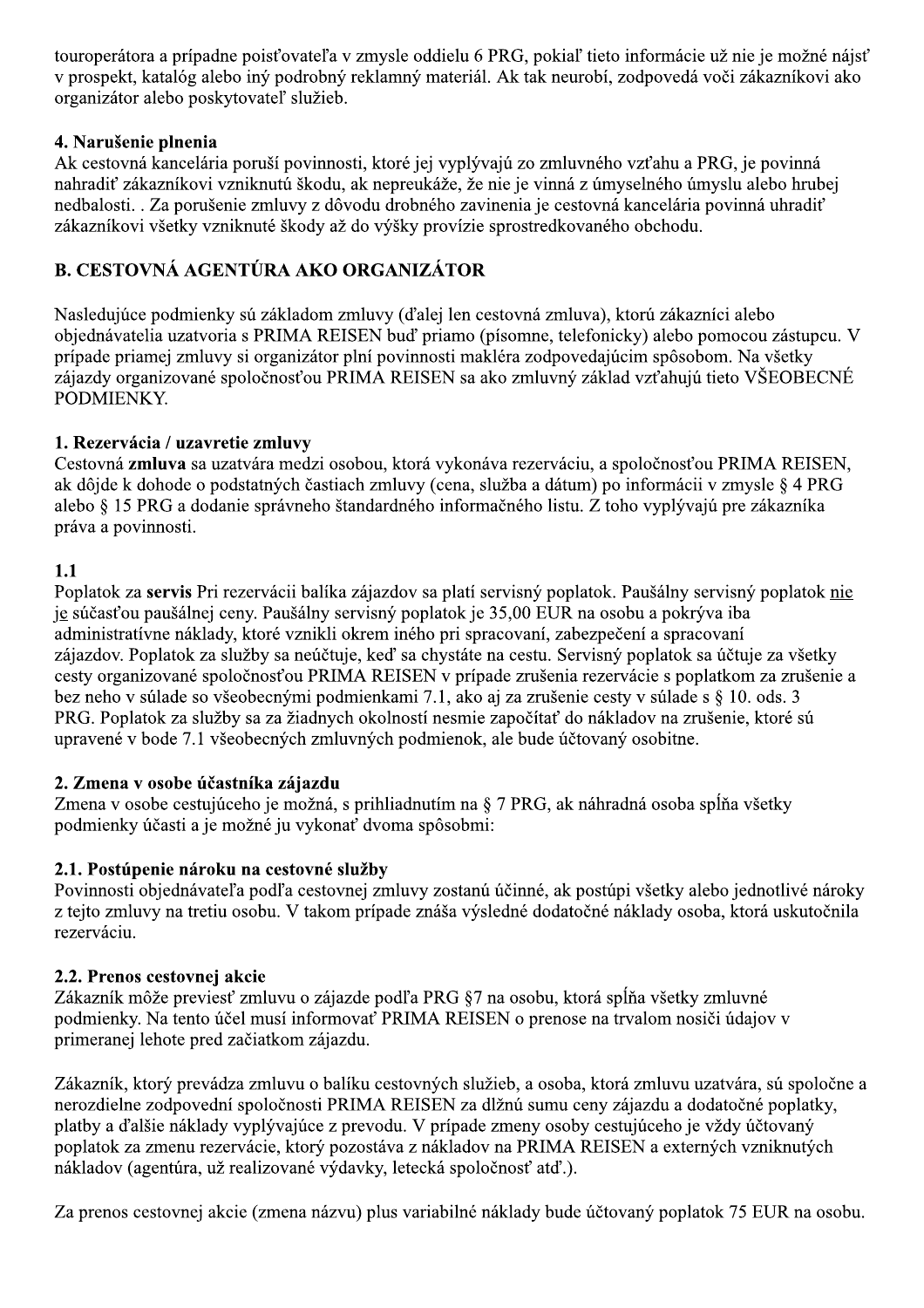touroperátora a prípadne poisťovateľa v zmysle oddielu 6 PRG, pokiaľ tieto informácie už nie je možné nájsť v prospekt, katalóg alebo iný podrobný reklamný materiál. Ak tak neurobí, zodpovedá voči zákazníkovi ako organizátor alebo poskytovateľ služieb.

### 4. Narušenie plnenia

Ak cestovná kancelária poruší povinnosti, ktoré jej vyplývajú zo zmluvného vzťahu a PRG, je povinná nahradiť zákazníkovi vzniknutú škodu, ak nepreukáže, že nie je vinná z úmyselného úmyslu alebo hrubej nedbalosti. . Za porušenie zmluvy z dôvodu drobného zavinenia je cestovná kancelária povinná uhradiť zákazníkovi všetky vzniknuté škody až do výšky provízie sprostredkovaného obchodu.

## B. CESTOVNÁ AGENTÚRA AKO ORGANIZÁTOR

Nasledujúce podmienky sú základom zmluvy (ďalej len cestovná zmluva), ktorú zákazníci alebo objednávatelia uzatvoria s PRIMA REISEN buď priamo (písomne, telefonicky) alebo pomocou zástupcu. V prípade priamej zmluvy si organizátor plní povinnosti makléra zodpovedajúcim spôsobom. Na všetky zájazdy organizované spoločnosťou PRIMA REISEN sa ako zmluvný základ vzťahujú tieto VŠEOBECNÉ PODMIENKY.

### 1. Rezervácia / uzavretie zmluvy

Cestovná **zmluva** sa uzatvára medzi osobou, ktorá vykonáva rezerváciu, a spoločnosťou PRIMA REISEN, ak dôjde k dohode o podstatných častiach zmluvy (cena, služba a dátum) po informácii v zmysle § 4 PRG alebo § 15 PRG a dodanie správneho štandardného informačného listu. Z toho vyplývajú pre zákazníka práva a povinnosti.

### 1.1

Poplatok za **servis** Pri rezervácii balíka zájazdov sa platí servisný poplatok. Paušálny servisný poplatok <u>nie je</u> súčasťou paušálnej ceny. Paušálny servisný poplatok je 35,00 EUR na osobu a pokrýva iba administratívne náklady, ktoré vznikli okrem iného pri spracovaní, zabezpečení a spracovaní zájazdov. Poplatok za služby sa neúčtuje, keď sa chystáte na cestu. Servisný poplatok sa účtuje za všetky cesty organizované spoločnosťou PRIMA REISEN v prípade zrušenia rezervácie s poplatkom za zrušenie a bez neho v súlade so všeobecnými podmienkami 7.1, ako aj za zrušenie cesty v súlade s § 10. ods. 3 PRG. Poplatok za služby sa za žiadnych okolností nesmie započítať do nákladov na zrušenie, ktoré sú upravené v bode 7.1 všeobecných zmluvných podmienok, ale bude účtovaný osobitne.

### 2. Zmena v osobe účastníka zájazdu

Zmena v osobe cestujúceho je možná, s prihliadnutím na § 7 PRG, ak náhradná osoba spĺňa všetky podmienky účasti a je možné ju vykonať dvoma spôsobmi:

### 2.1. Postúpenie nároku na cestovné služby

Povinnosti objednávateľa podľa cestovnej zmluvy zostanú účinné, ak postúpi všetky alebo jednotlivé nároky z tejto zmluvy na tretiu osobu. V takom prípade znáša výsledné dodatočné náklady osoba, ktorá uskutočnila rezerváciu.

### 2.2. Prenos cestovnej akcie

Zákazník môže previesť zmluvu o zájazde podľa PRG §7 na osobu, ktorá spĺňa všetky zmluvné podmienky. Na tento účel musí informovať PRIMA REISEN o prenose na trvalom nosiči údajov v primeranej lehote pred začiatkom zájazdu.

Zákazník, ktorý prevádza zmluvu o balíku cestovných služieb, a osoba, ktorá zmluvu uzatvára, sú spoločne a nerozdielne zodpovední spoločnosti PRIMA REISEN za dlžnú sumu ceny zájazdu a dodatočné poplatky, platby a ďalšie náklady vyplývajúce z prevodu. V prípade zmeny osoby cestujúceho je vždy účtovaný poplatok za zmenu rezervácie, ktorý pozostáva z nákladov na PRIMA REISEN a externých vzniknutých nákladov (agentúra, už realizované výdavky, letecká spoločnosť atď.).

Za prenos cestovnej akcie (zmena názvu) plus variabilné náklady bude účtovaný poplatok 75 EUR na osobu.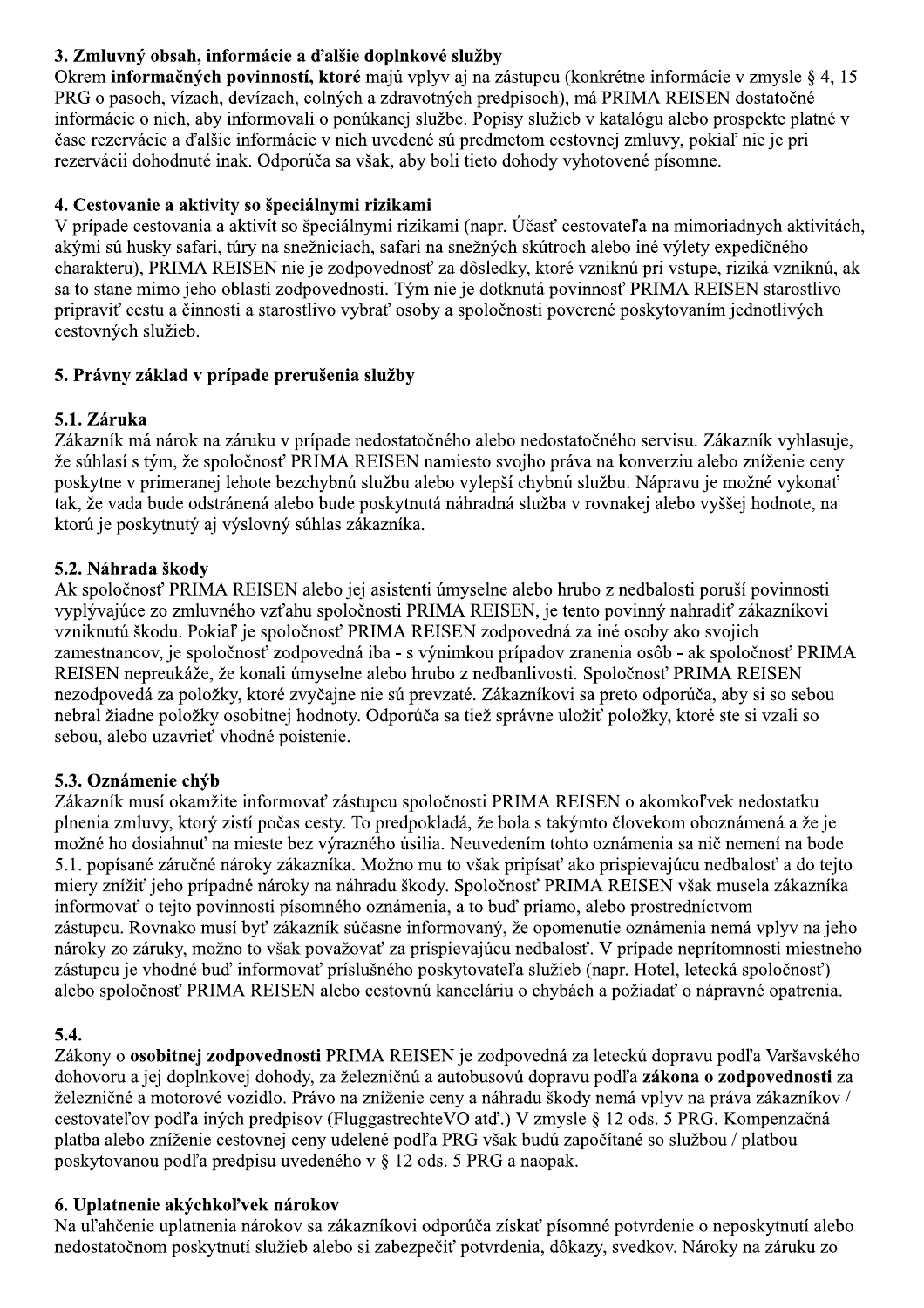## 3. Zmluvný obsah, informácie a ďalšie doplnkové služby

Okrem **informačných povinností, ktoré** majú vplyv aj na zástupcu (konkrétne informácie v zmysle § 4, 15 PRG o pasoch, vízach, devízach, colných a zdravotných predpisoch), má PRIMA REISEN dostatočné informácie o nich, aby informovali o ponúkanej službe. Popisy služieb v katalógu alebo prospekte platné v čase rezervácie a ďalšie informácie v nich uvedené sú predmetom cestovnej zmluvy, pokiaľ nie je pri rezervácii dohodnuté inak. Odporúča sa však, aby boli tieto dohody vyhotovené písomne.

## 4. Cestovanie a aktivity so špeciálnymi rizikami

V prípade cestovania a aktivít so špeciálnymi rizikami (napr. Účasť cestovateľa na mimoriadnych aktivitách, akými sú husky safari, túry na snežniciach, safari na snežných skútroch alebo iné výlety expedičného charakteru), PRIMA REISEN nie je zodpovednosť za dôsledky, ktoré vzniknú pri vstupe, riziká vzniknú, ak sa to stane mimo jeho oblasti zodpovednosti. Tým nie je dotknutá povinnosť PRIMA REISEN starostlivo pripraviť cestu a činnosti a starostlivo vybrať osoby a spoločnosti poverené poskytovaním jednotlivých cestovných služieb.

## 5. Právny základ v prípade prerušenia služby

### 5.1. Záruka

Zákazník má nárok na záruku v prípade nedostatočného alebo nedostatočného servisu. Zákazník vyhlasuje, že súhlasí s tým, že spoločnosť PRIMA REISEN namiesto svojho práva na konverziu alebo zníženie ceny poskytne v primeranej lehote bezchybnú službu alebo vylepší chybnú službu. Nápravu je možné vykonať tak, že vada bude odstránená alebo bude poskytnutá náhradná služba v rovnakej alebo vyššej hodnote, na ktorú je poskytnutý aj výslovný súhlas zákazníka.

### 5.2. Náhrada škody

Ak spoločnosť PRIMA REISEN alebo jej asistenti úmyselne alebo hrubo z nedbalosti poruší povinnosti vyplývajúce zo zmluvného vzťahu spoločnosti PRIMA REISEN, je tento povinný nahradiť zákazníkovi vzniknutú škodu. Pokiaľ je spoločnosť PRIMA REISEN zodpovedná za iné osoby ako svojich zamestnancov, je spoločnosť zodpovedná iba - s výnimkou prípadov zranenia osôb - ak spoločnosť PRIMA REISEN nepreukáže, že konali úmyselne alebo hrubo z nedbanlivosti. Spoločnosť PRIMA REISEN nezodpovedá za položky, ktoré zvyčajne nie sú prevzaté. Zákazníkovi sa preto odporúča, aby si so sebou nebral žiadne položky osobitnej hodnoty. Odporúča sa tiež správne uložiť položky, ktoré ste si vzali so sebou, alebo uzavrieť vhodné poistenie.

### 5.3. Oznámenie chýb

Zákazník musí okamžite informovať zástupcu spoločnosti PRIMA REISEN o akomkoľvek nedostatku plnenia zmluvy, ktorý zistí počas cesty. To predpokladá, že bola s takýmto človekom oboznámená a že je možné ho dosiahnuť na mieste bez výrazného úsilia. Neuvedením tohto oznámenia sa nič nemení na bode 5.1. popísané záručné nároky zákazníka. Možno mu to však pripísať ako prispievajúcu nedbalosť a do tejto miery znížiť jeho prípadné nároky na náhradu škody. Spoločnosť PRIMA REISEN však musela zákazníka informovať o tejto povinnosti písomného oznámenia, a to buď priamo, alebo prostredníctvom zástupcu. Rovnako musí byť zákazník súčasne informovaný, že opomenutie oznámenia nemá vplyv na jeho nároky zo záruky, možno to však považovať za prispievajúcu nedbalosť. V prípade neprítomnosti miestneho zástupcu je vhodné buď informovať príslušného poskytovateľa služieb (napr. Hotel, letecká spoločnosť) alebo spoločnosť PRIMA REISEN alebo cestovnú kanceláriu o chybách a požiadať o nápravné opatrenia.

### 5.4.

Zákony o **osobitnej zodpovednosti** PRIMA REISEN je zodpovedná za leteckú dopravu podľa Varšavského dohovoru a jej doplnkovej dohody, za železničnú a autobusovú dopravu podľa **zákona o zodpovednosti** za železničné a motorové vozidlo. Právo na zníženie ceny a náhradu škody nemá vplyv na práva zákazníkov / cestovateľov podľa iných predpisov (FluggastrechteVO atď.) V zmysle § 12 ods. 5 PRG. Kompenzačná platba alebo zníženie cestovnej ceny udelené podľa PRG však budú započítané so službou / platbou poskytovanou podľa predpisu uvedeného v § 12 ods. 5 PRG a naopak.

## 6. Uplatnenie akýchkoľvek nárokov

Na uľahčenie uplatnenia nárokov sa zákazníkovi odporúča získať písomné potvrdenie o neposkytnutí alebo nedostatočnom poskytnutí služieb alebo si zabezpečiť potvrdenia, dôkazy, svedkov. Nároky na záruku zo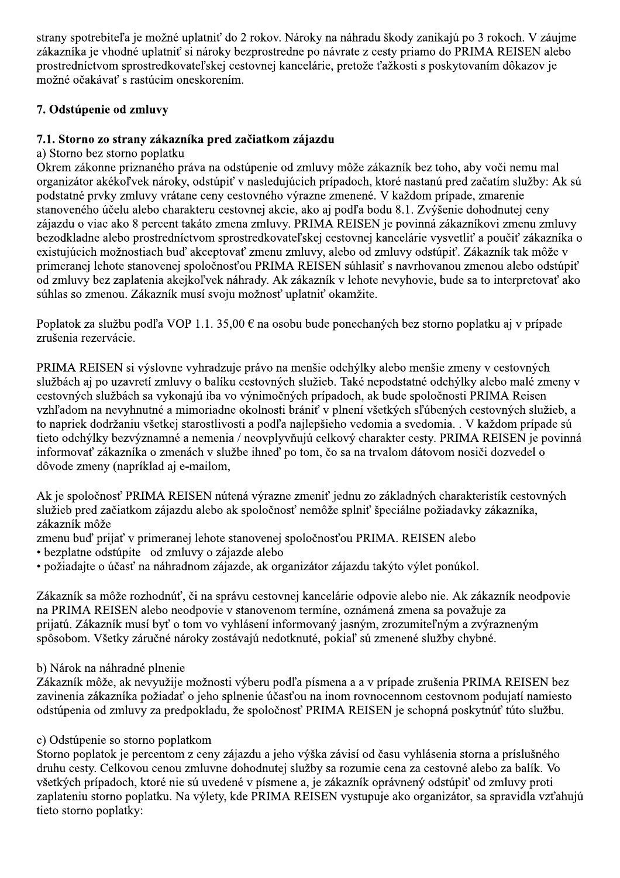strany spotrebiteľa je možné uplatniť do 2 rokov. Nároky na náhradu škody zanikajú po 3 rokoch. V záujme zákazníka je vhodné uplatniť si nároky bezprostredne po návrate z cesty priamo do PRIMA REISEN alebo prostredníctvom sprostredkovateľskej cestovnej kancelárie, pretože ťažkosti s poskytovaním dôkazov je možné očakávať s rastúcim oneskorením.

## 7. Odstúpenie od zmluvy

### 7.1. Storno zo strany zákazníka pred začiatkom zájazdu

a) Storno bez storno poplatku

Okrem zákonne priznaného práva na odstúpenie od zmluvy môže zákazník bez toho, aby voči nemu mal organizátor akékoľvek nároky, odstúpiť v nasledujúcich prípadoch, ktoré nastanú pred začatím služby: Ak sú podstatné prvky zmluvy vrátane ceny cestovného výrazne zmenené. V každom prípade, zmarenie stanoveného účelu alebo charakteru cestovnej akcie, ako aj podľa bodu 8.1. Zvýšenie dohodnutej ceny zájazdu o viac ako 8 percent takáto zmena zmluvy. PRIMA REISEN je povinná zákazníkovi zmenu zmluvy bezodkladne alebo prostredníctvom sprostredkovateľskej cestovnej kancelárie vysvetliť a poučiť zákazníka o existujúcich možnostiach buď akceptovať zmenu zmluvy, alebo od zmluvy odstúpiť. Zákazník tak môže v primeranej lehote stanovenej spoločnosťou PRIMA REISEN súhlasiť s navrhovanou zmenou alebo odstúpiť od zmluvy bez zaplatenia akejkoľvek náhrady. Ak zákazník v lehote nevyhovie, bude sa to interpretovať ako súhlas so zmenou. Zákazník musí svoju možnosť uplatniť okamžite.

Poplatok za službu podľa VOP 1.1. 35,00 € na osobu bude ponechaných bez storno poplatku aj v prípade zrušenia rezervácie.

PRIMA REISEN si výslovne vyhradzuje právo na menšie odchýlky alebo menšie zmeny v cestovných službách aj po uzavretí zmluvy o balíku cestovných služieb. Také nepodstatné odchýlky alebo malé zmeny v cestovných službách sa vykonajú iba vo výnimočných prípadoch, ak bude spoločnosti PRIMA Reisen vzhľadom na nevyhnutné a mimoriadne okolnosti brániť v plnení všetkých sľúbených cestovných služieb, a to napriek dodržaniu všetkej starostlivosti a podľa najlepšieho vedomia a svedomia. . V každom prípade sú tieto odchýlky bezvýznamné a nemenia / neovplyvňujú celkový charakter cesty. PRIMA REISEN je povinná informovať zákazníka o zmenách v službe ihneď po tom, čo sa na trvalom dátovom nosiči dozvedel o dôvode zmeny (napríklad aj e-mailom,

Ak je spoločnosť PRIMA REISEN nútená výrazne zmeniť jednu zo základných charakteristík cestovných služieb pred začiatkom zájazdu alebo ak spoločnosť nemôže splniť špeciálne požiadavky zákazníka, zákazník môže
zmenu buď prijať v primeranej lehote stanovenej spoločnosťou PRIMA. REISEN alebo
- bezplatne odstúpite od zmluvy o zájazde alebo
- požiadajte o účasť na náhradnom zájazde, ak organizátor zájazdu takýto výlet ponúkol.

Zákazník sa môže rozhodnúť, či na správu cestovnej kancelárie odpovie alebo nie. Ak zákazník neodpovie na PRIMA REISEN alebo neodpovie v stanovenom termíne, oznámená zmena sa považuje za prijatú. Zákazník musí byť o tom vo vyhlásení informovaný jasným, zrozumiteľným a zvýrazneným spôsobom. Všetky záručné nároky zostávajú nedotknuté, pokiaľ sú zmenené služby chybné.

b) Nárok na náhradné plnenie

Zákazník môže, ak nevyužije možnosti výberu podľa písmena a a v prípade zrušenia PRIMA REISEN bez zavinenia zákazníka požiadať o jeho splnenie účasťou na inom rovnocennom cestovnom podujatí namiesto odstúpenia od zmluvy za predpokladu, že spoločnosť PRIMA REISEN je schopná poskytnúť túto službu.

c) Odstúpenie so storno poplatkom

Storno poplatok je percentom z ceny zájazdu a jeho výška závisí od času vyhlásenia storna a príslušného druhu cesty. Celkovou cenou zmluvne dohodnutej služby sa rozumie cena za cestovné alebo za balík. Vo všetkých prípadoch, ktoré nie sú uvedené v písmene a, je zákazník oprávnený odstúpiť od zmluvy proti zaplateniu storno poplatku. Na výlety, kde PRIMA REISEN vystupuje ako organizátor, sa spravidla vzťahujú tieto storno poplatky: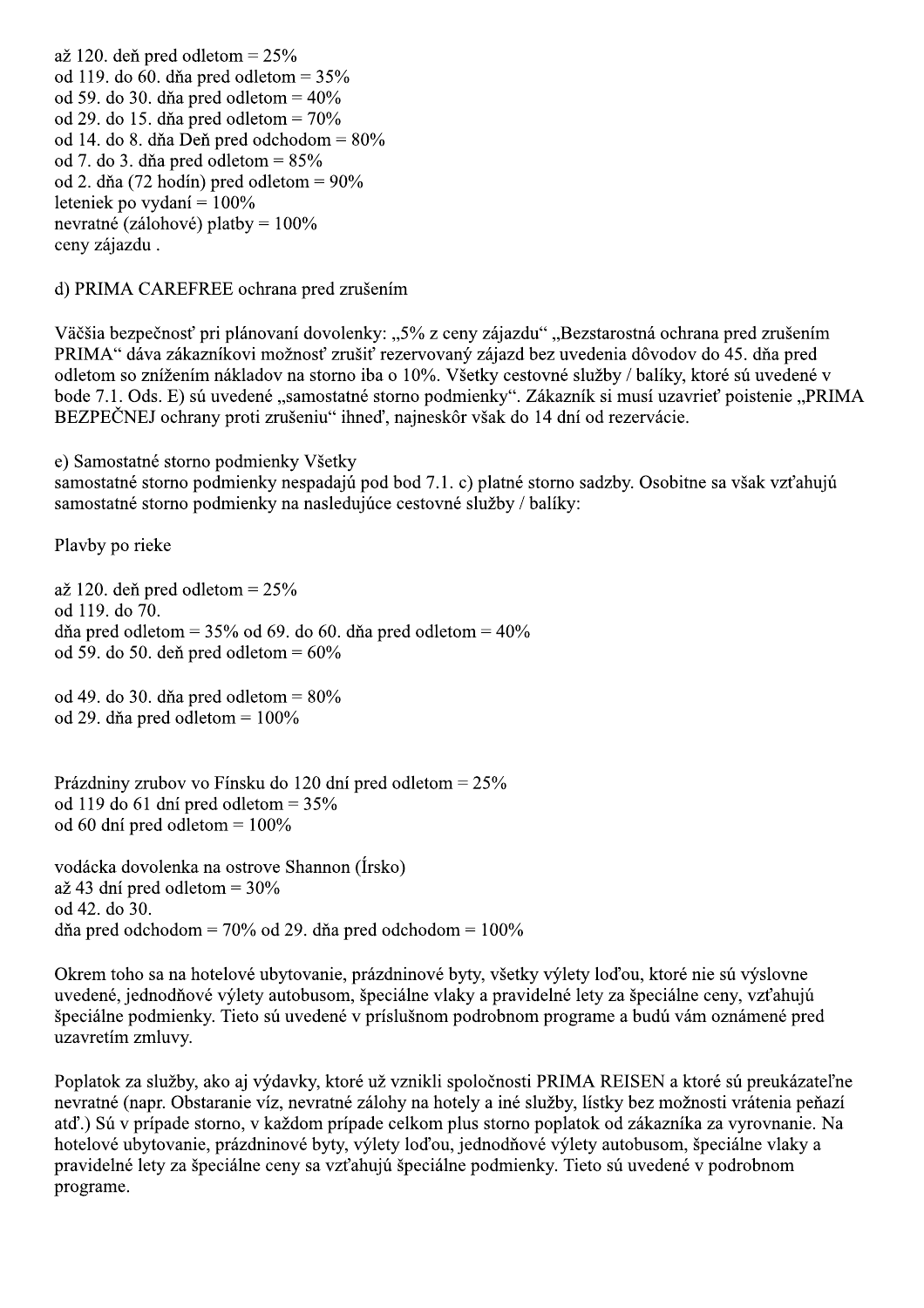až 120. deň pred odletom = 25%  
od 119. do 60. dňa pred odletom = 35%  
od 59. do 30. dňa pred odletom = 40%  
od 29. do 15. dňa pred odletom = 70%  
od 14. do 8. dňa Deň pred odchodom = 80%  
od 7. do 3. dňa pred odletom = 85%  
od 2. dňa (72 hodín) pred odletom = 90%  
leteniek po vydaní = 100%  
nevratné (zálohové) platby = 100%  
ceny zájazdu .

d) PRIMA CAREFREE ochrana pred zrušením

Väčšia bezpečnosť pri plánovaní dovolenky: „5% z ceny zájazdu" „Bezstarostná ochrana pred zrušením PRIMA" dáva zákazníkovi možnosť zrušiť rezervovaný zájazd bez uvedenia dôvodov do 45. dňa pred odletom so znížením nákladov na storno iba o 10%. Všetky cestovné služby / balíky, ktoré sú uvedené v bode 7.1. Ods. E) sú uvedené „samostatné storno podmienky". Zákazník si musí uzavrieť poistenie „PRIMA BEZPEČNEJ ochrany proti zrušeniu" ihneď, najneskôr však do 14 dní od rezervácie.

e) Samostatné storno podmienky Všetky  
samostatné storno podmienky nespadajú pod bod 7.1. c) platné storno sadzby. Osobitne sa však vzťahujú samostatné storno podmienky na nasledujúce cestovné služby / balíky:

Plavby po rieke

až 120. deň pred odletom = 25%  
od 119. do 70.  
dňa pred odletom = 35% od 69. do 60. dňa pred odletom = 40%  
od 59. do 50. deň pred odletom = 60%

od 49. do 30. dňa pred odletom = 80%  
od 29. dňa pred odletom = 100%

Prázdniny zrubov vo Fínsku do 120 dní pred odletom = 25%  
od 119 do 61 dní pred odletom = 35%  
od 60 dní pred odletom = 100%

vodácka dovolenka na ostrove Shannon (Írsko)  
až 43 dní pred odletom = 30%  
od 42. do 30.  
dňa pred odchodom = 70% od 29. dňa pred odchodom = 100%

Okrem toho sa na hotelové ubytovanie, prázdninové byty, všetky výlety loďou, ktoré nie sú výslovne uvedené, jednodňové výlety autobusom, špeciálne vlaky a pravidelné lety za špeciálne ceny, vzťahujú špeciálne podmienky. Tieto sú uvedené v príslušnom podrobnom programe a budú vám oznámené pred uzavretím zmluvy.

Poplatok za služby, ako aj výdavky, ktoré už vznikli spoločnosti PRIMA REISEN a ktoré sú preukázateľne nevratné (napr. Obstaranie víz, nevratné zálohy na hotely a iné služby, lístky bez možnosti vrátenia peňazí atď.) Sú v prípade storno, v každom prípade celkom plus storno poplatok od zákazníka za vyrovnanie. Na hotelové ubytovanie, prázdninové byty, výlety loďou, jednodňové výlety autobusom, špeciálne vlaky a pravidelné lety za špeciálne ceny sa vzťahujú špeciálne podmienky. Tieto sú uvedené v podrobnom programe.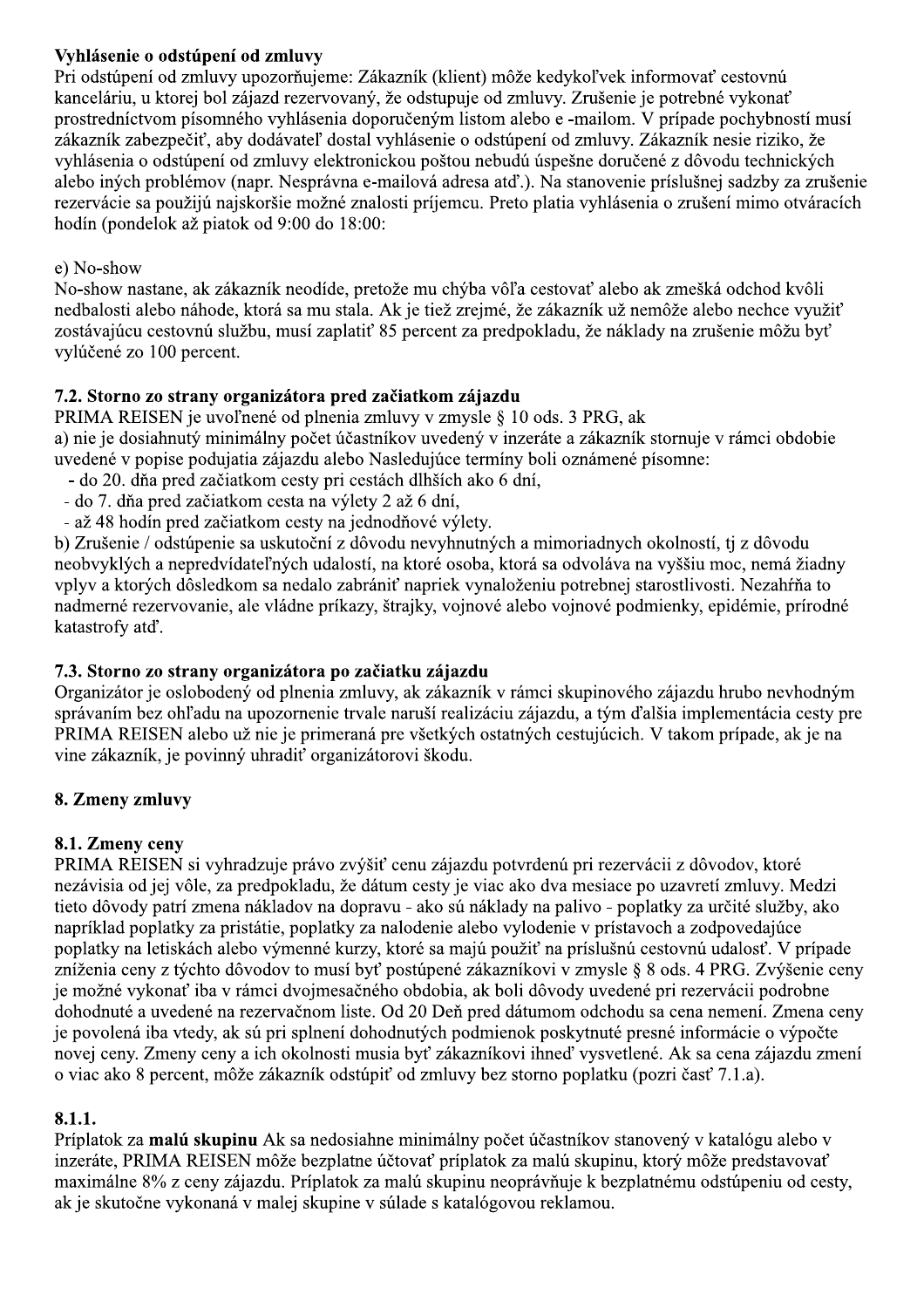**Vyhlásenie o odstúpení od zmluvy**
Pri odstúpení od zmluvy upozorňujeme: Zákazník (klient) môže kedykoľvek informovať cestovnú kanceláriu, u ktorej bol zájazd rezervovaný, že odstupuje od zmluvy. Zrušenie je potrebné vykonať prostredníctvom písomného vyhlásenia doporučeným listom alebo e -mailom. V prípade pochybností musí zákazník zabezpečiť, aby dodávateľ dostal vyhlásenie o odstúpení od zmluvy. Zákazník nesie riziko, že vyhlásenia o odstúpení od zmluvy elektronickou poštou nebudú úspešne doručené z dôvodu technických alebo iných problémov (napr. Nesprávna e-mailová adresa atď.). Na stanovenie príslušnej sadzby za zrušenie rezervácie sa použijú najskoršie možné znalosti príjemcu. Preto platia vyhlásenia o zrušení mimo otváracích hodín (pondelok až piatok od 9:00 do 18:00:

e) No-show
No-show nastane, ak zákazník neodíde, pretože mu chýba vôľa cestovať alebo ak zmešká odchod kvôli nedbalosti alebo náhode, ktorá sa mu stala. Ak je tiež zrejmé, že zákazník už nemôže alebo nechce využiť zostávajúcu cestovnú službu, musí zaplatiť 85 percent za predpokladu, že náklady na zrušenie môžu byť vylúčené zo 100 percent.

**7.2. Storno zo strany organizátora pred začiatkom zájazdu**
PRIMA REISEN je uvoľnené od plnenia zmluvy v zmysle § 10 ods. 3 PRG, ak
a) nie je dosiahnutý minimálny počet účastníkov uvedený v inzeráte a zákazník stornuje v rámci obdobie uvedené v popise podujatia zájazdu alebo Nasledujúce termíny boli oznámené písomne:
- do 20. dňa pred začiatkom cesty pri cestách dlhších ako 6 dní,
- do 7. dňa pred začiatkom cesta na výlety 2 až 6 dní,
- až 48 hodín pred začiatkom cesty na jednodňové výlety.

b) Zrušenie / odstúpenie sa uskutoční z dôvodu nevyhnutných a mimoriadnych okolností, tj z dôvodu neobvyklých a nepredvídateľných udalostí, na ktoré osoba, ktorá sa odvoláva na vyššiu moc, nemá žiadny vplyv a ktorých dôsledkom sa nedalo zabrániť napriek vynaloženiu potrebnej starostlivosti. Nezahŕňa to nadmerné rezervovanie, ale vládne príkazy, štrajky, vojnové alebo vojnové podmienky, epidémie, prírodné katastrofy atď.

**7.3. Storno zo strany organizátora po začiatku zájazdu**
Organizátor je oslobodený od plnenia zmluvy, ak zákazník v rámci skupinového zájazdu hrubo nevhodným správaním bez ohľadu na upozornenie trvale naruší realizáciu zájazdu, a tým ďalšia implementácia cesty pre PRIMA REISEN alebo už nie je primeraná pre všetkých ostatných cestujúcich. V takom prípade, ak je na vine zákazník, je povinný uhradiť organizátorovi škodu.

**8. Zmeny zmluvy**

**8.1. Zmeny ceny**
PRIMA REISEN si vyhradzuje právo zvýšiť cenu zájazdu potvrdenú pri rezervácii z dôvodov, ktoré nezávisia od jej vôle, za predpokladu, že dátum cesty je viac ako dva mesiace po uzavretí zmluvy. Medzi tieto dôvody patrí zmena nákladov na dopravu - ako sú náklady na palivo - poplatky za určité služby, ako napríklad poplatky za pristátie, poplatky za nalodenie alebo vylodenie v prístavoch a zodpovedajúce poplatky na letiskách alebo výmenné kurzy, ktoré sa majú použiť na príslušnú cestovnú udalosť. V prípade zníženia ceny z týchto dôvodov to musí byť postúpené zákazníkovi v zmysle § 8 ods. 4 PRG. Zvýšenie ceny je možné vykonať iba v rámci dvojmesačného obdobia, ak boli dôvody uvedené pri rezervácii podrobne dohodnuté a uvedené na rezervačnom liste. Od 20 Deň pred dátumom odchodu sa cena nemení. Zmena ceny je povolená iba vtedy, ak sú pri splnení dohodnutých podmienok poskytnuté presné informácie o výpočte novej ceny. Zmeny ceny a ich okolnosti musia byť zákazníkovi ihneď vysvetlené. Ak sa cena zájazdu zmení o viac ako 8 percent, môže zákazník odstúpiť od zmluvy bez storno poplatku (pozri časť 7.1.a).

**8.1.1.**
Príplatok za **malú skupinu** Ak sa nedosiahne minimálny počet účastníkov stanovený v katalógu alebo v inzeráte, PRIMA REISEN môže bezplatne účtovať príplatok za malú skupinu, ktorý môže predstavovať maximálne 8% z ceny zájazdu. Príplatok za malú skupinu neoprávňuje k bezplatnému odstúpeniu od cesty, ak je skutočne vykonaná v malej skupine v súlade s katalógovou reklamou.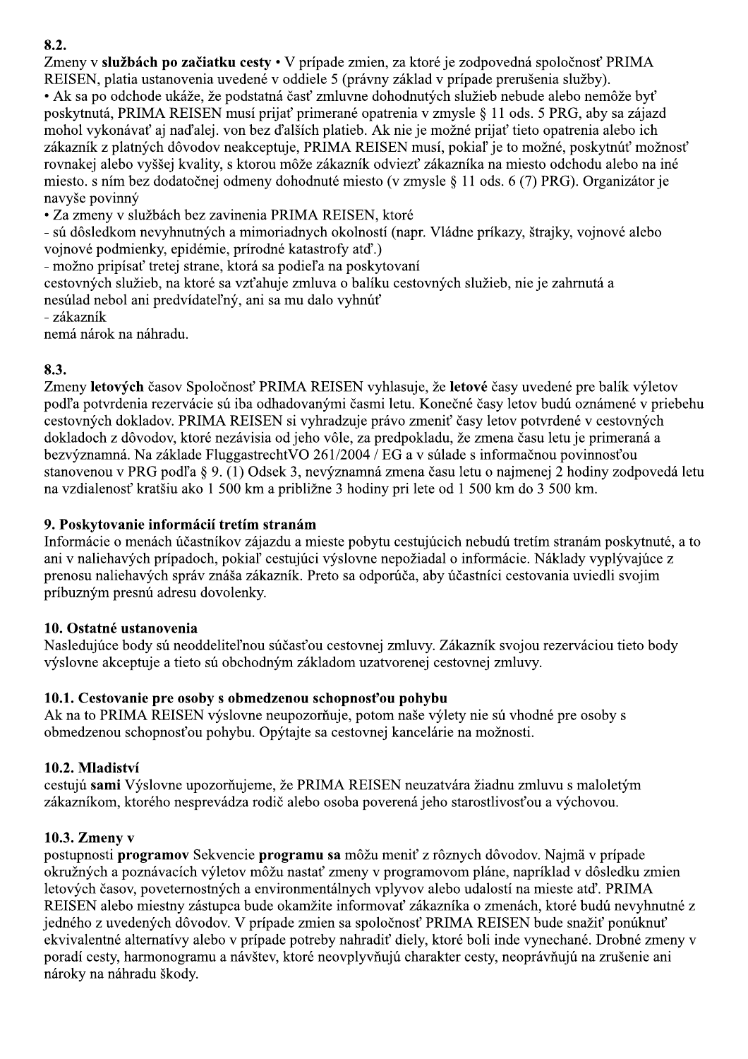**8.2.**

Zmeny v **službách po začiatku cesty** • V prípade zmien, za ktoré je zodpovedná spoločnosť PRIMA REISEN, platia ustanovenia uvedené v oddiele 5 (právny základ v prípade prerušenia služby).
• Ak sa po odchode ukáže, že podstatná časť zmluvne dohodnutých služieb nebude alebo nemôže byť poskytnutá, PRIMA REISEN musí prijať primerané opatrenia v zmysle § 11 ods. 5 PRG, aby sa zájazd mohol vykonávať aj naďalej. von bez ďalších platieb. Ak nie je možné prijať tieto opatrenia alebo ich zákazník z platných dôvodov neakceptuje, PRIMA REISEN musí, pokiaľ je to možné, poskytnúť možnosť rovnakej alebo vyššej kvality, s ktorou môže zákazník odviezť zákazníka na miesto odchodu alebo na iné miesto. s ním bez dodatočnej odmeny dohodnuté miesto (v zmysle § 11 ods. 6 (7) PRG). Organizátor je navyše povinný
• Za zmeny v službách bez zavinenia PRIMA REISEN, ktoré
- sú dôsledkom nevyhnutných a mimoriadnych okolností (napr. Vládne príkazy, štrajky, vojnové alebo vojnové podmienky, epidémie, prírodné katastrofy atď.)
- možno pripísať tretej strane, ktorá sa podieľa na poskytovaní
cestovných služieb, na ktoré sa vzťahuje zmluva o balíku cestovných služieb, nie je zahrnutá a nesúlad nebol ani predvídateľný, ani sa mu dalo vyhnúť
- zákazník
nemá nárok na náhradu.

**8.3.**

Zmeny **letových** časov Spoločnosť PRIMA REISEN vyhlasuje, že **letové** časy uvedené pre balík výletov podľa potvrdenia rezervácie sú iba odhadovanými časmi letu. Konečné časy letov budú oznámené v priebehu cestovných dokladov. PRIMA REISEN si vyhradzuje právo zmeniť časy letov potvrdené v cestovných dokladoch z dôvodov, ktoré nezávisia od jeho vôle, za predpokladu, že zmena času letu je primeraná a bezvýznamná. Na základe FluggastrechtVO 261/2004 / EG a v súlade s informačnou povinnosťou stanovenou v PRG podľa § 9. (1) Odsek 3, nevýznamná zmena času letu o najmenej 2 hodiny zodpovedá letu na vzdialenosť kratšiu ako 1 500 km a približne 3 hodiny pri lete od 1 500 km do 3 500 km.

## 9. Poskytovanie informácií tretím stranám

Informácie o menách účastníkov zájazdu a mieste pobytu cestujúcich nebudú tretím stranám poskytnuté, a to ani v naliehavých prípadoch, pokiaľ cestujúci výslovne nepožiadal o informácie. Náklady vyplývajúce z prenosu naliehavých správ znáša zákazník. Preto sa odporúča, aby účastníci cestovania uviedli svojim príbuzným presnú adresu dovolenky.

## 10. Ostatné ustanovenia

Nasledujúce body sú neoddeliteľnou súčasťou cestovnej zmluvy. Zákazník svojou rezerváciou tieto body výslovne akceptuje a tieto sú obchodným základom uzatvorenej cestovnej zmluvy.

### 10.1. Cestovanie pre osoby s obmedzenou schopnosťou pohybu

Ak na to PRIMA REISEN výslovne neupozorňuje, potom naše výlety nie sú vhodné pre osoby s obmedzenou schopnosťou pohybu. Opýtajte sa cestovnej kancelárie na možnosti.

### 10.2. Mladiství

cestujú **sami** Výslovne upozorňujeme, že PRIMA REISEN neuzatvára žiadnu zmluvu s maloletým zákazníkom, ktorého nesprevádza rodič alebo osoba poverená jeho starostlivosťou a výchovou.

### 10.3. Zmeny v

postupnosti **programov** Sekvencie **programu sa** môžu meniť z rôznych dôvodov. Najmä v prípade okružných a poznávacích výletov môžu nastať zmeny v programovom pláne, napríklad v dôsledku zmien letových časov, poveternostných a environmentálnych vplyvov alebo udalostí na mieste atď. PRIMA REISEN alebo miestny zástupca bude okamžite informovať zákazníka o zmenách, ktoré budú nevyhnutné z jedného z uvedených dôvodov. V prípade zmien sa spoločnosť PRIMA REISEN bude snažiť ponúknuť ekvivalentné alternatívy alebo v prípade potreby nahradiť diely, ktoré boli inde vynechané. Drobné zmeny v poradí cesty, harmonogramu a návštev, ktoré neovplyvňujú charakter cesty, neoprávňujú na zrušenie ani nároky na náhradu škody.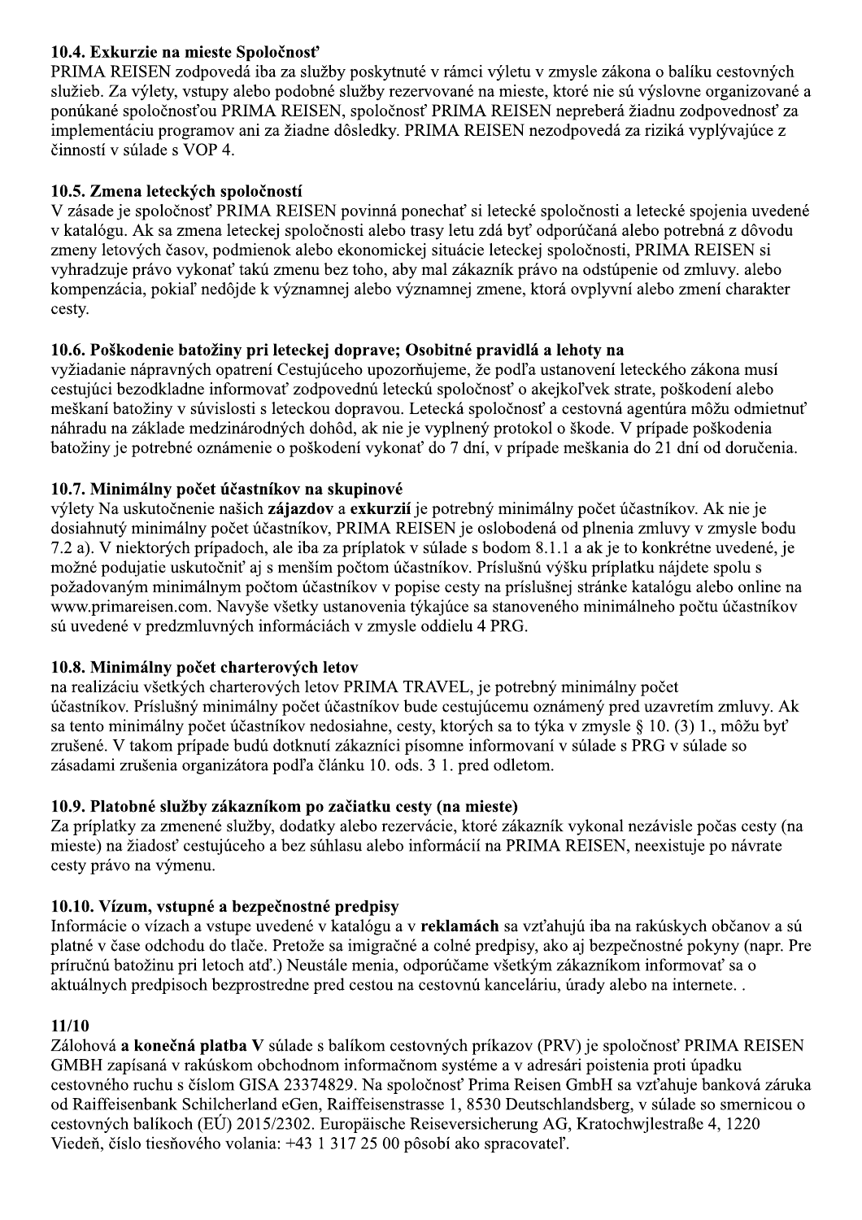**10.4. Exkurzie na mieste Spoločnosť**
PRIMA REISEN zodpovedá iba za služby poskytnuté v rámci výletu v zmysle zákona o balíku cestovných služieb. Za výlety, vstupy alebo podobné služby rezervované na mieste, ktoré nie sú výslovne organizované a ponúkané spoločnosťou PRIMA REISEN, spoločnosť PRIMA REISEN nepreberá žiadnu zodpovednosť za implementáciu programov ani za žiadne dôsledky. PRIMA REISEN nezodpovedá za riziká vyplývajúce z činností v súlade s VOP 4.

**10.5. Zmena leteckých spoločností**
V zásade je spoločnosť PRIMA REISEN povinná ponechať si letecké spoločnosti a letecké spojenia uvedené v katalógu. Ak sa zmena leteckej spoločnosti alebo trasy letu zdá byť odporúčaná alebo potrebná z dôvodu zmeny letových časov, podmienok alebo ekonomickej situácie leteckej spoločnosti, PRIMA REISEN si vyhradzuje právo vykonať takú zmenu bez toho, aby mal zákazník právo na odstúpenie od zmluvy. alebo kompenzácia, pokiaľ nedôjde k významnej alebo významnej zmene, ktorá ovplyvní alebo zmení charakter cesty.

**10.6. Poškodenie batožiny pri leteckej doprave; Osobitné pravidlá a lehoty na**
vyžiadanie nápravných opatrení Cestujúceho upozorňujeme, že podľa ustanovení leteckého zákona musí cestujúci bezodkladne informovať zodpovednú leteckú spoločnosť o akejkoľvek strate, poškodení alebo meškaní batožiny v súvislosti s leteckou dopravou. Letecká spoločnosť a cestovná agentúra môžu odmietnuť náhradu na základe medzinárodných dohôd, ak nie je vyplnený protokol o škode. V prípade poškodenia batožiny je potrebné oznámenie o poškodení vykonať do 7 dní, v prípade meškania do 21 dní od doručenia.

**10.7. Minimálny počet účastníkov na skupinové**
výlety Na uskutočnenie našich **zájazdov** a **exkurzií** je potrebný minimálny počet účastníkov. Ak nie je dosiahnutý minimálny počet účastníkov, PRIMA REISEN je oslobodená od plnenia zmluvy v zmysle bodu 7.2 a). V niektorých prípadoch, ale iba za príplatok v súlade s bodom 8.1.1 a ak je to konkrétne uvedené, je možné podujatie uskutočniť aj s menším počtom účastníkov. Príslušnú výšku príplatku nájdete spolu s požadovaným minimálnym počtom účastníkov v popise cesty na príslušnej stránke katalógu alebo online na www.primareisen.com. Navyše všetky ustanovenia týkajúce sa stanoveného minimálneho počtu účastníkov sú uvedené v predzmluvných informáciách v zmysle oddielu 4 PRG.

**10.8. Minimálny počet charterových letov**
na realizáciu všetkých charterových letov PRIMA TRAVEL, je potrebný minimálny počet účastníkov. Príslušný minimálny počet účastníkov bude cestujúcemu oznámený pred uzavretím zmluvy. Ak sa tento minimálny počet účastníkov nedosiahne, cesty, ktorých sa to týka v zmysle § 10. (3) 1., môžu byť zrušené. V takom prípade budú dotknutí zákazníci písomne informovaní v súlade s PRG v súlade so zásadami zrušenia organizátora podľa článku 10. ods. 3 1. pred odletom.

**10.9. Platobné služby zákazníkom po začiatku cesty (na mieste)**
Za príplatky za zmenené služby, dodatky alebo rezervácie, ktoré zákazník vykonal nezávisle počas cesty (na mieste) na žiadosť cestujúceho a bez súhlasu alebo informácií na PRIMA REISEN, neexistuje po návrate cesty právo na výmenu.

**10.10. Vízum, vstupné a bezpečnostné predpisy**
Informácie o vízach a vstupe uvedené v katalógu a v **reklamách** sa vzťahujú iba na rakúskych občanov a sú platné v čase odchodu do tlače. Pretože sa imigračné a colné predpisy, ako aj bezpečnostné pokyny (napr. Pre príručnú batožinu pri letoch atď.) Neustále menia, odporúčame všetkým zákazníkom informovať sa o aktuálnych predpisoch bezprostredne pred cestou na cestovnú kanceláriu, úrady alebo na internete. .

**11/10**
Zálohová **a konečná platba V** súlade s balíkom cestovných príkazov (PRV) je spoločnosť PRIMA REISEN GMBH zapísaná v rakúskom obchodnom informačnom systéme a v adresári poistenia proti úpadku cestovného ruchu s číslom GISA 23374829. Na spoločnosť Prima Reisen GmbH sa vzťahuje banková záruka od Raiffeisenbank Schilcherland eGen, Raiffeisenstrasse 1, 8530 Deutschlandsberg, v súlade so smernicou o cestovných balíkoch (EÚ) 2015/2302. Europäische Reiseversicherung AG, Kratochwjlestraße 4, 1220 Viedeň, číslo tiesňového volania: +43 1 317 25 00 pôsobí ako spracovateľ.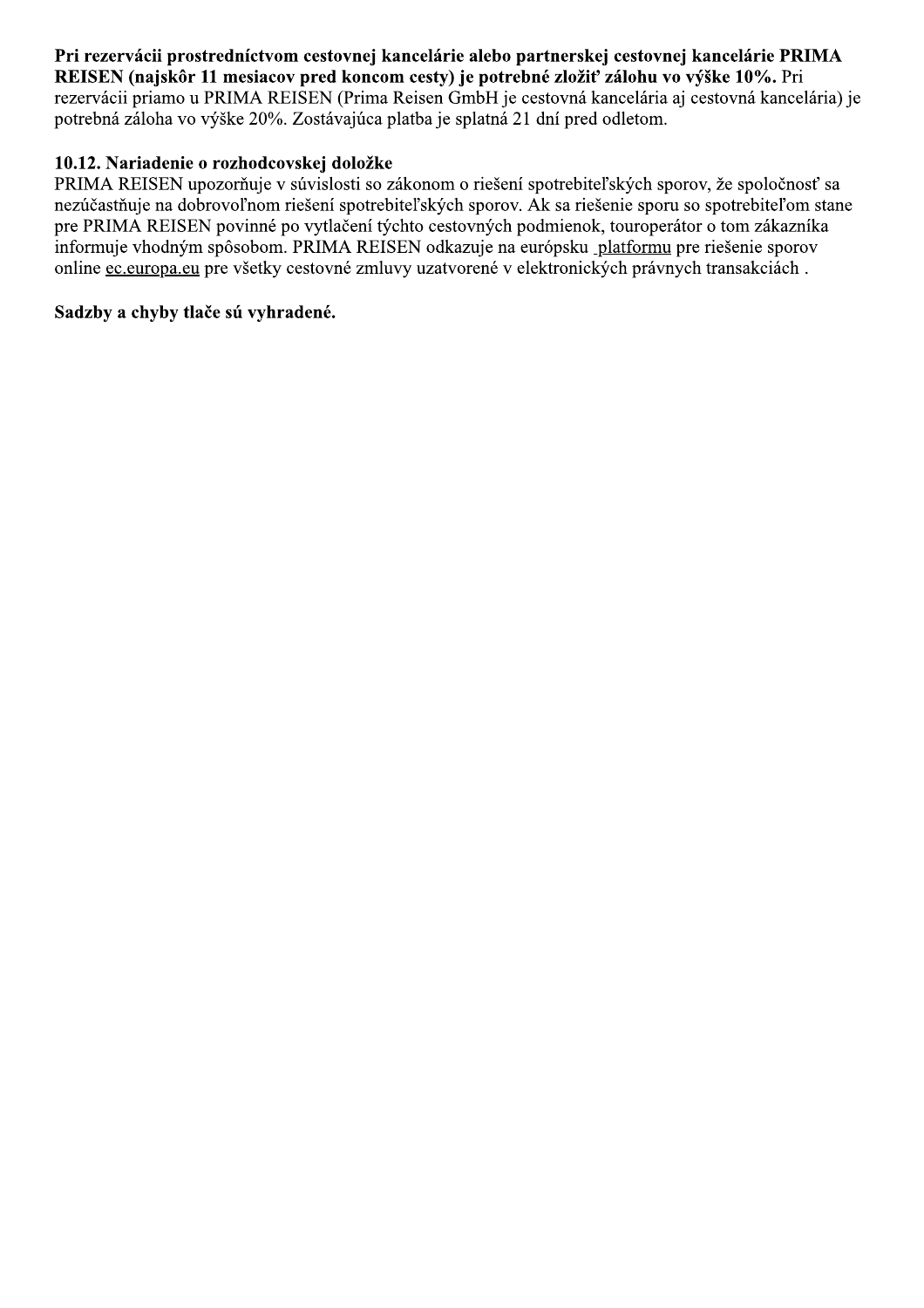**Pri rezervácii prostredníctvom cestovnej kancelárie alebo partnerskej cestovnej kancelárie PRIMA REISEN (najskôr 11 mesiacov pred koncom cesty) je potrebné zložiť zálohu vo výške 10%.** Pri rezervácii priamo u PRIMA REISEN (Prima Reisen GmbH je cestovná kancelária aj cestovná kancelária) je potrebná záloha vo výške 20%. Zostávajúca platba je splatná 21 dní pred odletom.

### 10.12. Nariadenie o rozhodcovskej doložke

PRIMA REISEN upozorňuje v súvislosti so zákonom o riešení spotrebiteľských sporov, že spoločnosť sa nezúčastňuje na dobrovoľnom riešení spotrebiteľských sporov. Ak sa riešenie sporu so spotrebiteľom stane pre PRIMA REISEN povinné po vytlačení týchto cestovných podmienok, touroperátor o tom zákazníka informuje vhodným spôsobom. PRIMA REISEN odkazuje na európsku platformu pre riešenie sporov online ec.europa.eu pre všetky cestovné zmluvy uzatvorené v elektronických právnych transakciách .

**Sadzby a chyby tlače sú vyhradené.**